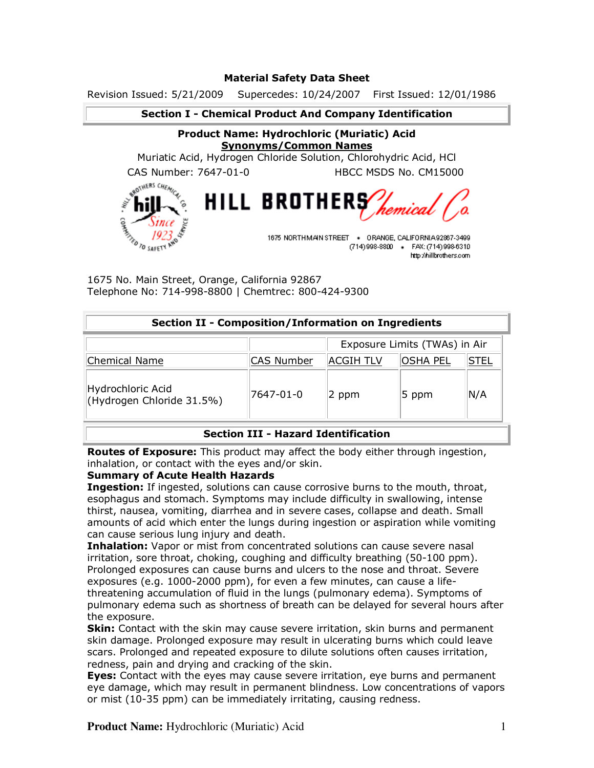# Material Safety Data Sheet

Revision Issued: 5/21/2009 Supercedes: 10/24/2007 First Issued: 12/01/1986

## Section I - Chemical Product And Company Identification

**Product Name: Hydrochloric (Muriatic) Acid**

**Synonyms/Common Names**

Muriatic Acid, Hydrogen Chloride Solution, Chlorohydric Acid, HCl

CAS Number: 7647-01-0 HBCC MSDS No. CM15000

HILL BROTHERS Chemical Co.

1675 NORTH MAIN STREET • ORANGE, CALIFORNIA 92867-3499
(714) 998-8800 • FAX: (714) 998-6310
http://hillbrothers.com

1675 No. Main Street, Orange, California 92867
Telephone No: 714-998-8800 | Chemtrec: 800-424-9300

## Section II - Composition/Information on Ingredients

| | | Exposure Limits (TWAs) in Air | | |
|---|---|---|---|---|
| Chemical Name | CAS Number | ACGIH TLV | OSHA PEL | STEL |
| Hydrochloric Acid (Hydrogen Chloride 31.5%) | 7647-01-0 | 2 ppm | 5 ppm | N/A |

## Section III - Hazard Identification

**Routes of Exposure:** This product may affect the body either through ingestion, inhalation, or contact with the eyes and/or skin.

**Summary of Acute Health Hazards**

**Ingestion:** If ingested, solutions can cause corrosive burns to the mouth, throat, esophagus and stomach. Symptoms may include difficulty in swallowing, intense thirst, nausea, vomiting, diarrhea and in severe cases, collapse and death. Small amounts of acid which enter the lungs during ingestion or aspiration while vomiting can cause serious lung injury and death.

**Inhalation:** Vapor or mist from concentrated solutions can cause severe nasal irritation, sore throat, choking, coughing and difficulty breathing (50-100 ppm). Prolonged exposures can cause burns and ulcers to the nose and throat. Severe exposures (e.g. 1000-2000 ppm), for even a few minutes, can cause a life-threatening accumulation of fluid in the lungs (pulmonary edema). Symptoms of pulmonary edema such as shortness of breath can be delayed for several hours after the exposure.

**Skin:** Contact with the skin may cause severe irritation, skin burns and permanent skin damage. Prolonged exposure may result in ulcerating burns which could leave scars. Prolonged and repeated exposure to dilute solutions often causes irritation, redness, pain and drying and cracking of the skin.

**Eyes:** Contact with the eyes may cause severe irritation, eye burns and permanent eye damage, which may result in permanent blindness. Low concentrations of vapors or mist (10-35 ppm) can be immediately irritating, causing redness.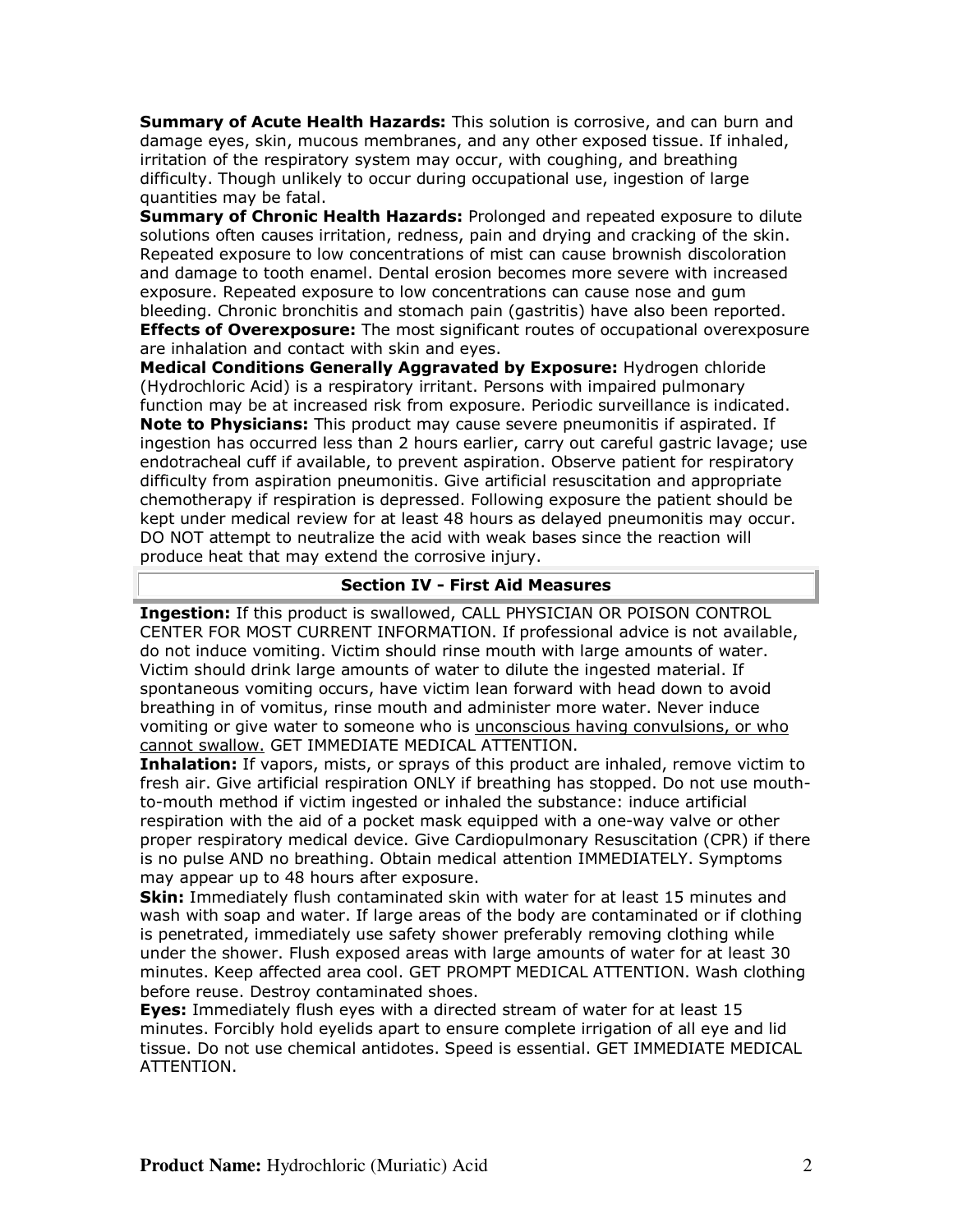**Summary of Acute Health Hazards:** This solution is corrosive, and can burn and damage eyes, skin, mucous membranes, and any other exposed tissue. If inhaled, irritation of the respiratory system may occur, with coughing, and breathing difficulty. Though unlikely to occur during occupational use, ingestion of large quantities may be fatal.

**Summary of Chronic Health Hazards:** Prolonged and repeated exposure to dilute solutions often causes irritation, redness, pain and drying and cracking of the skin. Repeated exposure to low concentrations of mist can cause brownish discoloration and damage to tooth enamel. Dental erosion becomes more severe with increased exposure. Repeated exposure to low concentrations can cause nose and gum bleeding. Chronic bronchitis and stomach pain (gastritis) have also been reported.

**Effects of Overexposure:** The most significant routes of occupational overexposure are inhalation and contact with skin and eyes.

**Medical Conditions Generally Aggravated by Exposure:** Hydrogen chloride (Hydrochloric Acid) is a respiratory irritant. Persons with impaired pulmonary function may be at increased risk from exposure. Periodic surveillance is indicated.

**Note to Physicians:** This product may cause severe pneumonitis if aspirated. If ingestion has occurred less than 2 hours earlier, carry out careful gastric lavage; use endotracheal cuff if available, to prevent aspiration. Observe patient for respiratory difficulty from aspiration pneumonitis. Give artificial resuscitation and appropriate chemotherapy if respiration is depressed. Following exposure the patient should be kept under medical review for at least 48 hours as delayed pneumonitis may occur. DO NOT attempt to neutralize the acid with weak bases since the reaction will produce heat that may extend the corrosive injury.

## Section IV - First Aid Measures

**Ingestion:** If this product is swallowed, CALL PHYSICIAN OR POISON CONTROL CENTER FOR MOST CURRENT INFORMATION. If professional advice is not available, do not induce vomiting. Victim should rinse mouth with large amounts of water. Victim should drink large amounts of water to dilute the ingested material. If spontaneous vomiting occurs, have victim lean forward with head down to avoid breathing in of vomitus, rinse mouth and administer more water. Never induce vomiting or give water to someone who is <u>unconscious having convulsions, or who cannot swallow.</u> GET IMMEDIATE MEDICAL ATTENTION.

**Inhalation:** If vapors, mists, or sprays of this product are inhaled, remove victim to fresh air. Give artificial respiration ONLY if breathing has stopped. Do not use mouth-to-mouth method if victim ingested or inhaled the substance: induce artificial respiration with the aid of a pocket mask equipped with a one-way valve or other proper respiratory medical device. Give Cardiopulmonary Resuscitation (CPR) if there is no pulse AND no breathing. Obtain medical attention IMMEDIATELY. Symptoms may appear up to 48 hours after exposure.

**Skin:** Immediately flush contaminated skin with water for at least 15 minutes and wash with soap and water. If large areas of the body are contaminated or if clothing is penetrated, immediately use safety shower preferably removing clothing while under the shower. Flush exposed areas with large amounts of water for at least 30 minutes. Keep affected area cool. GET PROMPT MEDICAL ATTENTION. Wash clothing before reuse. Destroy contaminated shoes.

**Eyes:** Immediately flush eyes with a directed stream of water for at least 15 minutes. Forcibly hold eyelids apart to ensure complete irrigation of all eye and lid tissue. Do not use chemical antidotes. Speed is essential. GET IMMEDIATE MEDICAL ATTENTION.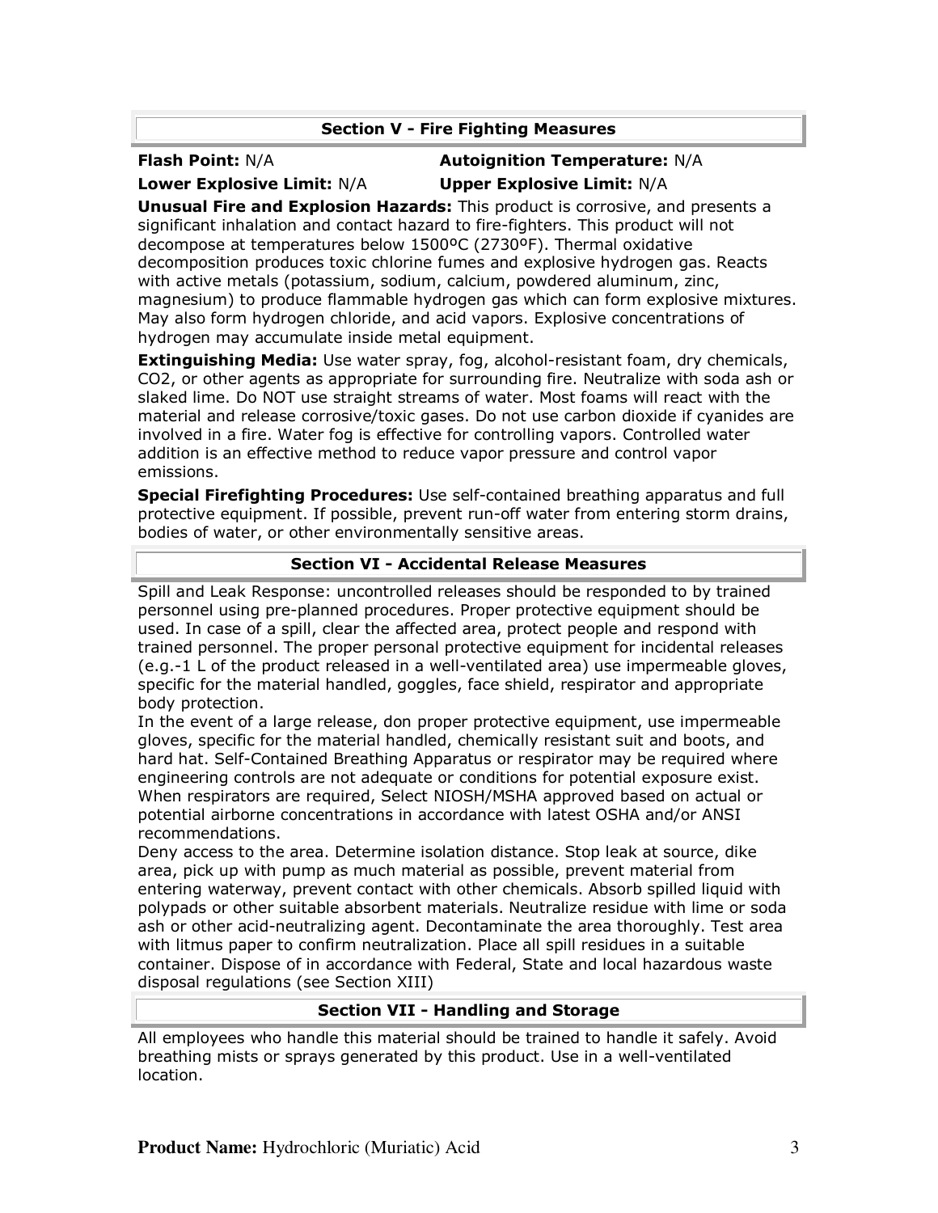## Section V - Fire Fighting Measures

**Flash Point:** N/A **Autoignition Temperature:** N/A

**Lower Explosive Limit:** N/A **Upper Explosive Limit:** N/A

**Unusual Fire and Explosion Hazards:** This product is corrosive, and presents a significant inhalation and contact hazard to fire-fighters. This product will not decompose at temperatures below 1500ºC (2730ºF). Thermal oxidative decomposition produces toxic chlorine fumes and explosive hydrogen gas. Reacts with active metals (potassium, sodium, calcium, powdered aluminum, zinc, magnesium) to produce flammable hydrogen gas which can form explosive mixtures. May also form hydrogen chloride, and acid vapors. Explosive concentrations of hydrogen may accumulate inside metal equipment.

**Extinguishing Media:** Use water spray, fog, alcohol-resistant foam, dry chemicals, CO2, or other agents as appropriate for surrounding fire. Neutralize with soda ash or slaked lime. Do NOT use straight streams of water. Most foams will react with the material and release corrosive/toxic gases. Do not use carbon dioxide if cyanides are involved in a fire. Water fog is effective for controlling vapors. Controlled water addition is an effective method to reduce vapor pressure and control vapor emissions.

**Special Firefighting Procedures:** Use self-contained breathing apparatus and full protective equipment. If possible, prevent run-off water from entering storm drains, bodies of water, or other environmentally sensitive areas.

## Section VI - Accidental Release Measures

Spill and Leak Response: uncontrolled releases should be responded to by trained personnel using pre-planned procedures. Proper protective equipment should be used. In case of a spill, clear the affected area, protect people and respond with trained personnel. The proper personal protective equipment for incidental releases (e.g.-1 L of the product released in a well-ventilated area) use impermeable gloves, specific for the material handled, goggles, face shield, respirator and appropriate body protection.

In the event of a large release, don proper protective equipment, use impermeable gloves, specific for the material handled, chemically resistant suit and boots, and hard hat. Self-Contained Breathing Apparatus or respirator may be required where engineering controls are not adequate or conditions for potential exposure exist. When respirators are required, Select NIOSH/MSHA approved based on actual or potential airborne concentrations in accordance with latest OSHA and/or ANSI recommendations.

Deny access to the area. Determine isolation distance. Stop leak at source, dike area, pick up with pump as much material as possible, prevent material from entering waterway, prevent contact with other chemicals. Absorb spilled liquid with polypads or other suitable absorbent materials. Neutralize residue with lime or soda ash or other acid-neutralizing agent. Decontaminate the area thoroughly. Test area with litmus paper to confirm neutralization. Place all spill residues in a suitable container. Dispose of in accordance with Federal, State and local hazardous waste disposal regulations (see Section XIII)

## Section VII - Handling and Storage

All employees who handle this material should be trained to handle it safely. Avoid breathing mists or sprays generated by this product. Use in a well-ventilated location.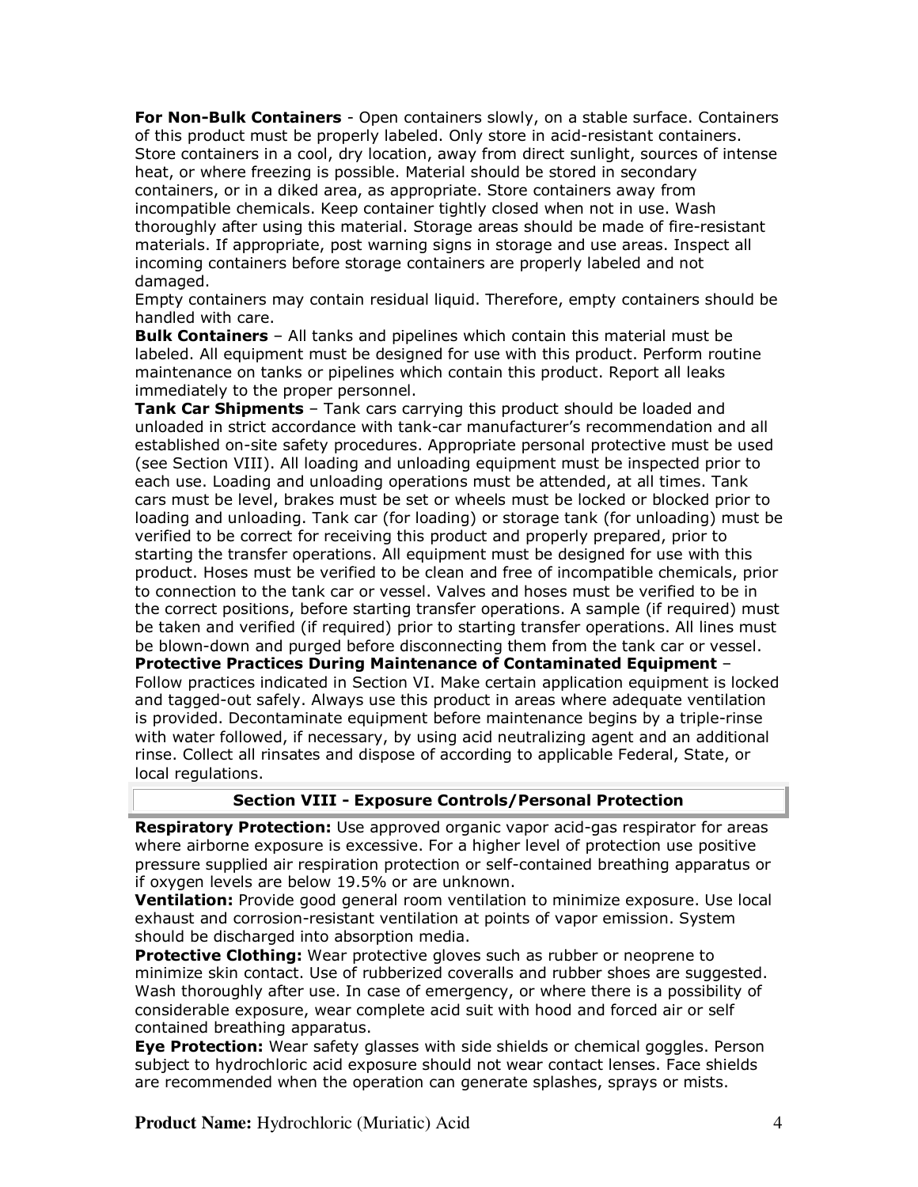**For Non-Bulk Containers** - Open containers slowly, on a stable surface. Containers of this product must be properly labeled. Only store in acid-resistant containers. Store containers in a cool, dry location, away from direct sunlight, sources of intense heat, or where freezing is possible. Material should be stored in secondary containers, or in a diked area, as appropriate. Store containers away from incompatible chemicals. Keep container tightly closed when not in use. Wash thoroughly after using this material. Storage areas should be made of fire-resistant materials. If appropriate, post warning signs in storage and use areas. Inspect all incoming containers before storage containers are properly labeled and not damaged.

Empty containers may contain residual liquid. Therefore, empty containers should be handled with care.

**Bulk Containers** – All tanks and pipelines which contain this material must be labeled. All equipment must be designed for use with this product. Perform routine maintenance on tanks or pipelines which contain this product. Report all leaks immediately to the proper personnel.

**Tank Car Shipments** – Tank cars carrying this product should be loaded and unloaded in strict accordance with tank-car manufacturer's recommendation and all established on-site safety procedures. Appropriate personal protective must be used (see Section VIII). All loading and unloading equipment must be inspected prior to each use. Loading and unloading operations must be attended, at all times. Tank cars must be level, brakes must be set or wheels must be locked or blocked prior to loading and unloading. Tank car (for loading) or storage tank (for unloading) must be verified to be correct for receiving this product and properly prepared, prior to starting the transfer operations. All equipment must be designed for use with this product. Hoses must be verified to be clean and free of incompatible chemicals, prior to connection to the tank car or vessel. Valves and hoses must be verified to be in the correct positions, before starting transfer operations. A sample (if required) must be taken and verified (if required) prior to starting transfer operations. All lines must be blown-down and purged before disconnecting them from the tank car or vessel.

**Protective Practices During Maintenance of Contaminated Equipment** – Follow practices indicated in Section VI. Make certain application equipment is locked and tagged-out safely. Always use this product in areas where adequate ventilation is provided. Decontaminate equipment before maintenance begins by a triple-rinse with water followed, if necessary, by using acid neutralizing agent and an additional rinse. Collect all rinsates and dispose of according to applicable Federal, State, or local regulations.

## Section VIII - Exposure Controls/Personal Protection

**Respiratory Protection:** Use approved organic vapor acid-gas respirator for areas where airborne exposure is excessive. For a higher level of protection use positive pressure supplied air respiration protection or self-contained breathing apparatus or if oxygen levels are below 19.5% or are unknown.

**Ventilation:** Provide good general room ventilation to minimize exposure. Use local exhaust and corrosion-resistant ventilation at points of vapor emission. System should be discharged into absorption media.

**Protective Clothing:** Wear protective gloves such as rubber or neoprene to minimize skin contact. Use of rubberized coveralls and rubber shoes are suggested. Wash thoroughly after use. In case of emergency, or where there is a possibility of considerable exposure, wear complete acid suit with hood and forced air or self contained breathing apparatus.

**Eye Protection:** Wear safety glasses with side shields or chemical goggles. Person subject to hydrochloric acid exposure should not wear contact lenses. Face shields are recommended when the operation can generate splashes, sprays or mists.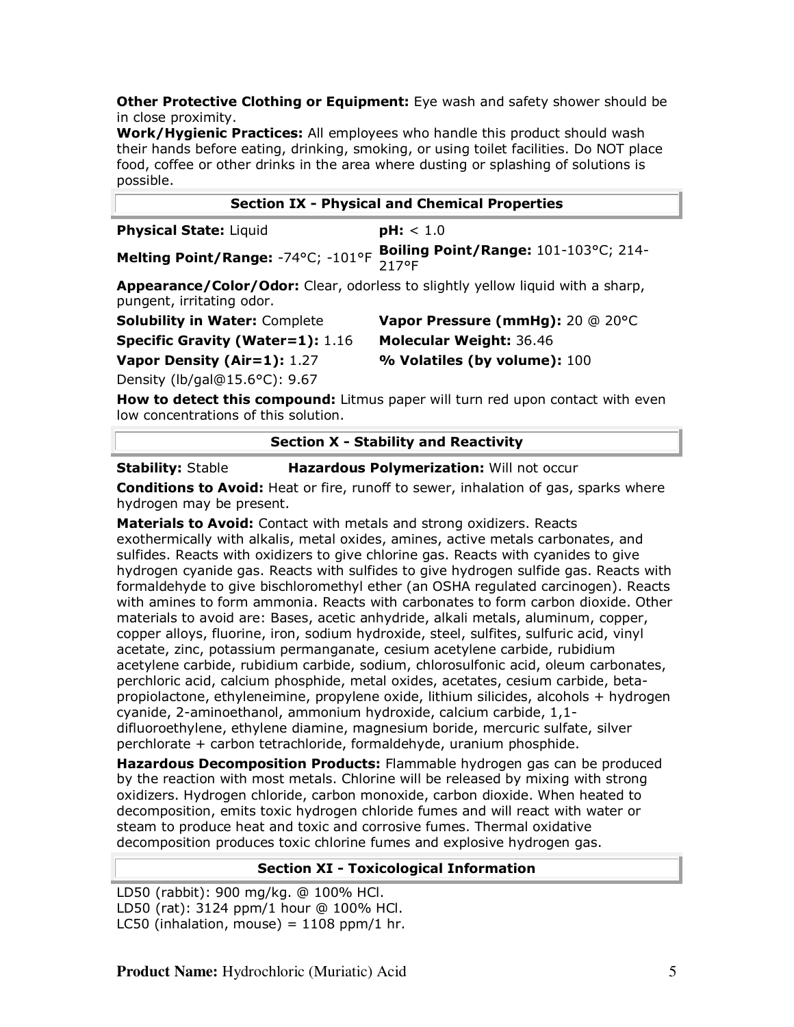**Other Protective Clothing or Equipment:** Eye wash and safety shower should be in close proximity.
**Work/Hygienic Practices:** All employees who handle this product should wash their hands before eating, drinking, smoking, or using toilet facilities. Do NOT place food, coffee or other drinks in the area where dusting or splashing of solutions is possible.

## Section IX - Physical and Chemical Properties

**Physical State:** Liquid

**pH:** < 1.0

**Melting Point/Range:** -74°C; -101°F

**Boiling Point/Range:** 101-103°C; 214-217°F

**Appearance/Color/Odor:** Clear, odorless to slightly yellow liquid with a sharp, pungent, irritating odor.

**Solubility in Water:** Complete

**Vapor Pressure (mmHg):** 20 @ 20°C

**Specific Gravity (Water=1):** 1.16

**Molecular Weight:** 36.46

**Vapor Density (Air=1):** 1.27

**% Volatiles (by volume):** 100

Density (lb/gal@15.6°C): 9.67

**How to detect this compound:** Litmus paper will turn red upon contact with even low concentrations of this solution.

## Section X - Stability and Reactivity

**Stability:** Stable

**Hazardous Polymerization:** Will not occur

**Conditions to Avoid:** Heat or fire, runoff to sewer, inhalation of gas, sparks where hydrogen may be present.

**Materials to Avoid:** Contact with metals and strong oxidizers. Reacts exothermically with alkalis, metal oxides, amines, active metals carbonates, and sulfides. Reacts with oxidizers to give chlorine gas. Reacts with cyanides to give hydrogen cyanide gas. Reacts with sulfides to give hydrogen sulfide gas. Reacts with formaldehyde to give bischloromethyl ether (an OSHA regulated carcinogen). Reacts with amines to form ammonia. Reacts with carbonates to form carbon dioxide. Other materials to avoid are: Bases, acetic anhydride, alkali metals, aluminum, copper, copper alloys, fluorine, iron, sodium hydroxide, steel, sulfites, sulfuric acid, vinyl acetate, zinc, potassium permanganate, cesium acetylene carbide, rubidium acetylene carbide, rubidium carbide, sodium, chlorosulfonic acid, oleum carbonates, perchloric acid, calcium phosphide, metal oxides, acetates, cesium carbide, beta-propiolactone, ethyleneimine, propylene oxide, lithium silicides, alcohols + hydrogen cyanide, 2-aminoethanol, ammonium hydroxide, calcium carbide, 1,1-difluoroethylene, ethylene diamine, magnesium boride, mercuric sulfate, silver perchlorate + carbon tetrachloride, formaldehyde, uranium phosphide.

**Hazardous Decomposition Products:** Flammable hydrogen gas can be produced by the reaction with most metals. Chlorine will be released by mixing with strong oxidizers. Hydrogen chloride, carbon monoxide, carbon dioxide. When heated to decomposition, emits toxic hydrogen chloride fumes and will react with water or steam to produce heat and toxic and corrosive fumes. Thermal oxidative decomposition produces toxic chlorine fumes and explosive hydrogen gas.

## Section XI - Toxicological Information

LD50 (rabbit): 900 mg/kg. @ 100% HCl.
LD50 (rat): 3124 ppm/1 hour @ 100% HCl.
LC50 (inhalation, mouse) = 1108 ppm/1 hr.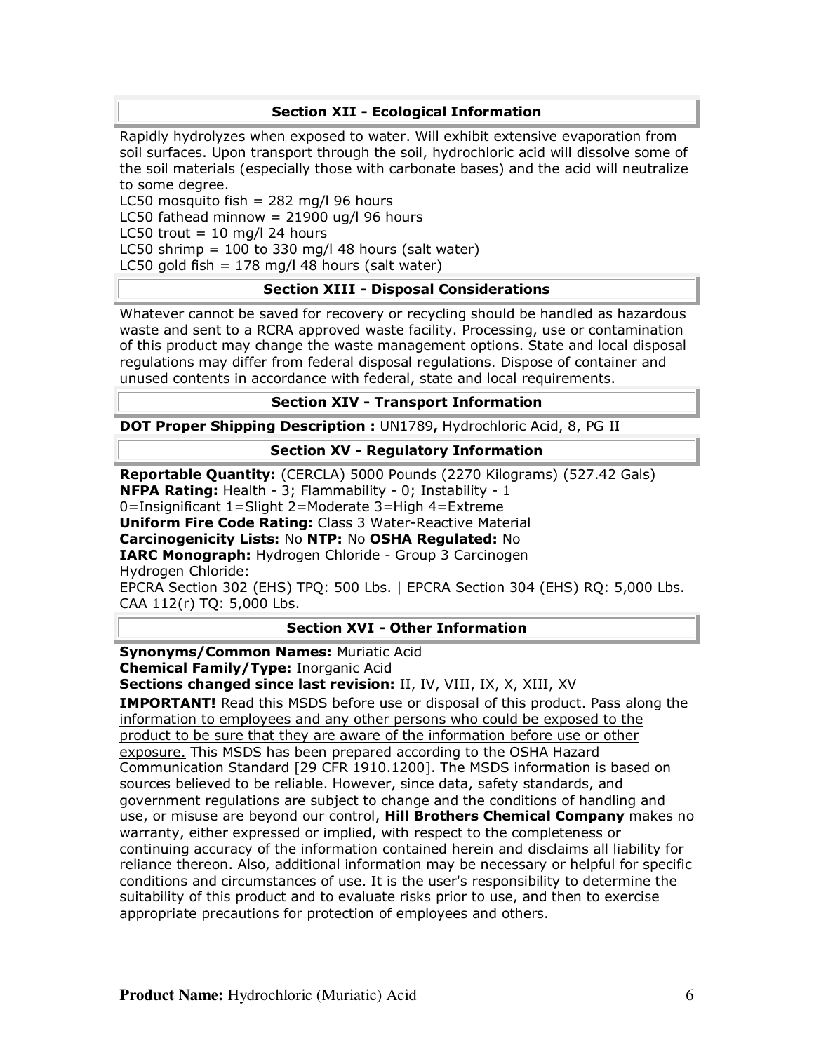## Section XII - Ecological Information

Rapidly hydrolyzes when exposed to water. Will exhibit extensive evaporation from soil surfaces. Upon transport through the soil, hydrochloric acid will dissolve some of the soil materials (especially those with carbonate bases) and the acid will neutralize to some degree.

LC50 mosquito fish = 282 mg/l 96 hours
LC50 fathead minnow = 21900 ug/l 96 hours
LC50 trout = 10 mg/l 24 hours
LC50 shrimp = 100 to 330 mg/l 48 hours (salt water)
LC50 gold fish = 178 mg/l 48 hours (salt water)

## Section XIII - Disposal Considerations

Whatever cannot be saved for recovery or recycling should be handled as hazardous waste and sent to a RCRA approved waste facility. Processing, use or contamination of this product may change the waste management options. State and local disposal regulations may differ from federal disposal regulations. Dispose of container and unused contents in accordance with federal, state and local requirements.

## Section XIV - Transport Information

**DOT Proper Shipping Description :** UN1789**,** Hydrochloric Acid, 8, PG II

## Section XV - Regulatory Information

**Reportable Quantity:** (CERCLA) 5000 Pounds (2270 Kilograms) (527.42 Gals)
**NFPA Rating:** Health - 3; Flammability - 0; Instability - 1
0=Insignificant 1=Slight 2=Moderate 3=High 4=Extreme
**Uniform Fire Code Rating:** Class 3 Water-Reactive Material
**Carcinogenicity Lists:** No **NTP:** No **OSHA Regulated:** No
**IARC Monograph:** Hydrogen Chloride - Group 3 Carcinogen
Hydrogen Chloride:
EPCRA Section 302 (EHS) TPQ: 500 Lbs. | EPCRA Section 304 (EHS) RQ: 5,000 Lbs.
CAA 112(r) TQ: 5,000 Lbs.

## Section XVI - Other Information

**Synonyms/Common Names:** Muriatic Acid
**Chemical Family/Type:** Inorganic Acid
**Sections changed since last revision:** II, IV, VIII, IX, X, XIII, XV

**IMPORTANT!** Read this MSDS before use or disposal of this product. Pass along the information to employees and any other persons who could be exposed to the product to be sure that they are aware of the information before use or other exposure. This MSDS has been prepared according to the OSHA Hazard Communication Standard [29 CFR 1910.1200]. The MSDS information is based on sources believed to be reliable. However, since data, safety standards, and government regulations are subject to change and the conditions of handling and use, or misuse are beyond our control, **Hill Brothers Chemical Company** makes no warranty, either expressed or implied, with respect to the completeness or continuing accuracy of the information contained herein and disclaims all liability for reliance thereon. Also, additional information may be necessary or helpful for specific conditions and circumstances of use. It is the user's responsibility to determine the suitability of this product and to evaluate risks prior to use, and then to exercise appropriate precautions for protection of employees and others.